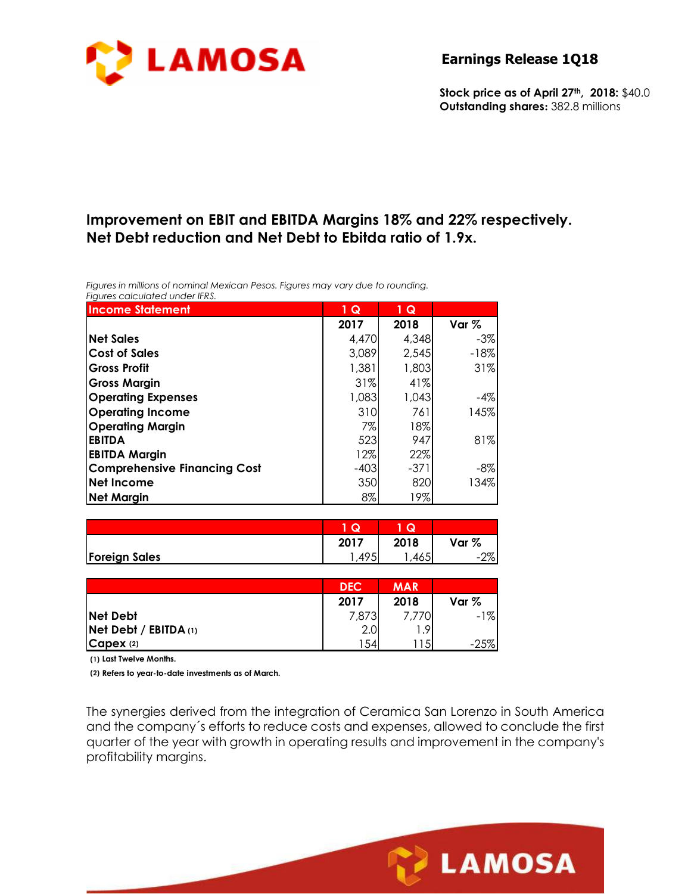**LAMOSA**

# Earnings Release 1Q18

**Stock price as of April 27th, 2018:** $40.0
**Outstanding shares:** 382.8 millions

## Improvement on EBIT and EBITDA Margins 18% and 22% respectively. Net Debt reduction and Net Debt to Ebitda ratio of 1.9x.

*Figures in millions of nominal Mexican Pesos. Figures may vary due to rounding.*
*Figures calculated under IFRS.*

| Income Statement | 1 Q | 1 Q | |
|---|---|---|---|
| | 2017 | 2018 | Var % |
| Net Sales | 4,470 | 4,348 | -3% |
| Cost of Sales | 3,089 | 2,545 | -18% |
| Gross Profit | 1,381 | 1,803 | 31% |
| Gross Margin | 31% | 41% | |
| Operating Expenses | 1,083 | 1,043 | -4% |
| Operating Income | 310 | 761 | 145% |
| Operating Margin | 7% | 18% | |
| EBITDA | 523 | 947 | 81% |
| EBITDA Margin | 12% | 22% | |
| Comprehensive Financing Cost | -403 | -371 | -8% |
| Net Income | 350 | 820 | 134% |
| Net Margin | 8% | 19% | |

| | 1 Q | 1 Q | |
|---|---|---|---|
| | 2017 | 2018 | Var % |
| Foreign Sales | 1,495 | 1,465 | -2% |

| | DEC | MAR | |
|---|---|---|---|
| | 2017 | 2018 | Var % |
| Net Debt | 7,873 | 7,770 | -1% |
| Net Debt / EBITDA (1) | 2.0 | 1.9 | |
| Capex (2) | 154 | 115 | -25% |

(1) Last Twelve Months.

(2) Refers to year-to-date investments as of March.

The synergies derived from the integration of Ceramica San Lorenzo in South America and the company´s efforts to reduce costs and expenses, allowed to conclude the first quarter of the year with growth in operating results and improvement in the company's profitability margins.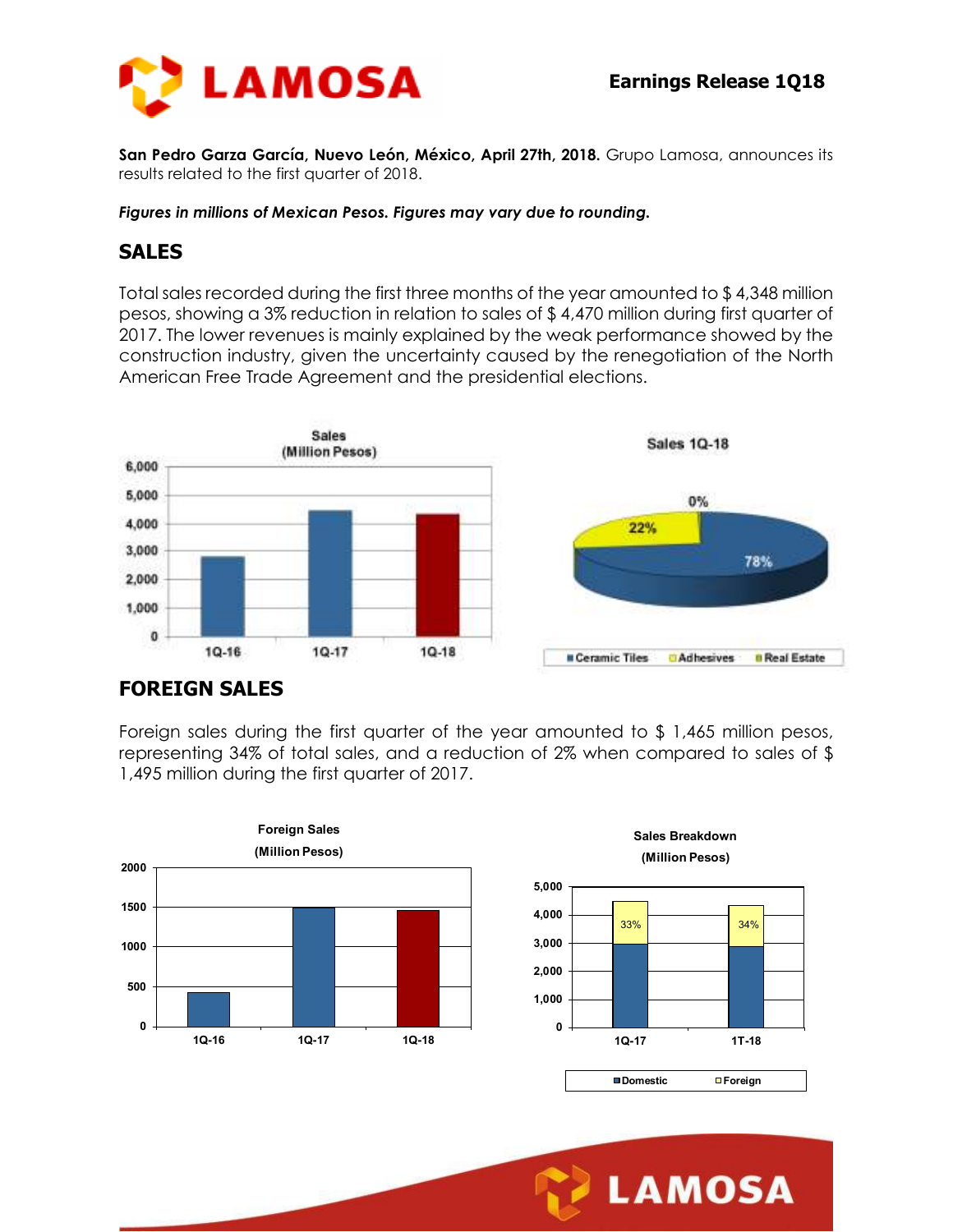**San Pedro Garza García, Nuevo León, México, April 27th, 2018.** Grupo Lamosa, announces its results related to the first quarter of 2018.

***Figures in millions of Mexican Pesos. Figures may vary due to rounding.***

## SALES

Total sales recorded during the first three months of the year amounted to $ 4,348 million pesos, showing a 3% reduction in relation to sales of $ 4,470 million during first quarter of 2017. The lower revenues is mainly explained by the weak performance showed by the construction industry, given the uncertainty caused by the renegotiation of the North American Free Trade Agreement and the presidential elections.

## FOREIGN SALES

Foreign sales during the first quarter of the year amounted to $ 1,465 million pesos, representing 34% of total sales, and a reduction of 2% when compared to sales of $ 1,495 million during the first quarter of 2017.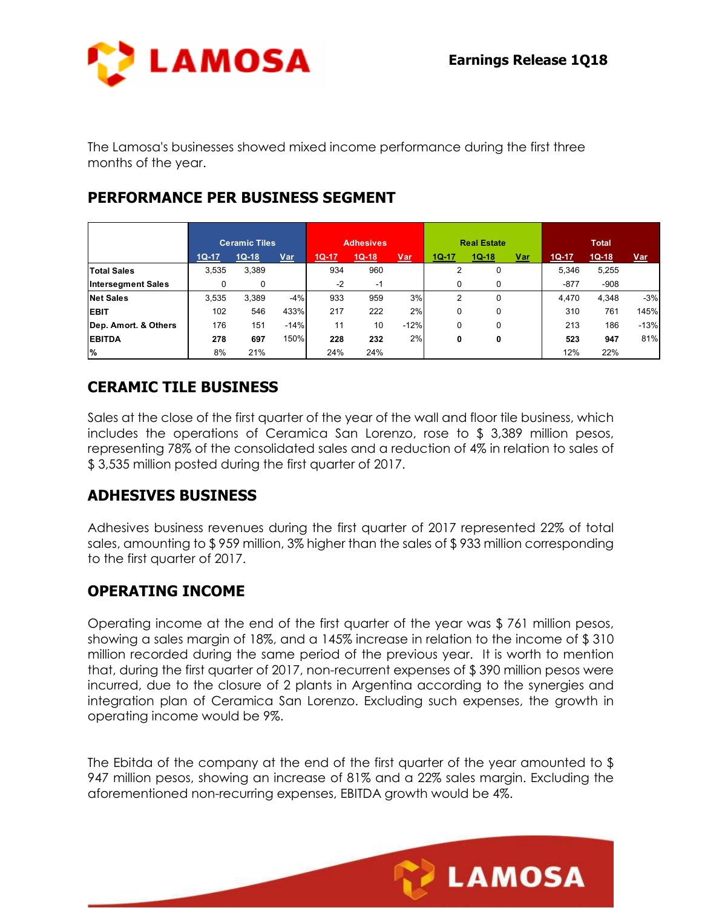The Lamosa's businesses showed mixed income performance during the first three months of the year.

## PERFORMANCE PER BUSINESS SEGMENT

| | Ceramic Tiles | | | Adhesives | | | Real Estate | | | Total | | |
|---|---|---|---|---|---|---|---|---|---|---|---|---|
| | 1Q-17 | 1Q-18 | Var | 1Q-17 | 1Q-18 | Var | 1Q-17 | 1Q-18 | Var | 1Q-17 | 1Q-18 | Var |
| **Total Sales** | 3,535 | 3,389 | | 934 | 960 | | 2 | 0 | | 5,346 | 5,255 | |
| **Intersegment Sales** | 0 | 0 | | -2 | -1 | | 0 | 0 | | -877 | -908 | |
| **Net Sales** | 3,535 | 3,389 | -4% | 933 | 959 | 3% | 2 | 0 | | 4,470 | 4,348 | -3% |
| **EBIT** | 102 | 546 | 433% | 217 | 222 | 2% | 0 | 0 | | 310 | 761 | 145% |
| **Dep. Amort. & Others** | 176 | 151 | -14% | 11 | 10 | -12% | 0 | 0 | | 213 | 186 | -13% |
| **EBITDA** | **278** | **697** | 150% | **228** | **232** | 2% | **0** | **0** | | **523** | **947** | 81% |
| **%** | 8% | 21% | | 24% | 24% | | | | | 12% | 22% | |

## CERAMIC TILE BUSINESS

Sales at the close of the first quarter of the year of the wall and floor tile business, which includes the operations of Ceramica San Lorenzo, rose to $ 3,389 million pesos, representing 78% of the consolidated sales and a reduction of 4% in relation to sales of $ 3,535 million posted during the first quarter of 2017.

## ADHESIVES BUSINESS

Adhesives business revenues during the first quarter of 2017 represented 22% of total sales, amounting to $ 959 million, 3% higher than the sales of $ 933 million corresponding to the first quarter of 2017.

## OPERATING INCOME

Operating income at the end of the first quarter of the year was $ 761 million pesos, showing a sales margin of 18%, and a 145% increase in relation to the income of $ 310 million recorded during the same period of the previous year. It is worth to mention that, during the first quarter of 2017, non-recurrent expenses of $ 390 million pesos were incurred, due to the closure of 2 plants in Argentina according to the synergies and integration plan of Ceramica San Lorenzo. Excluding such expenses, the growth in operating income would be 9%.

The Ebitda of the company at the end of the first quarter of the year amounted to $ 947 million pesos, showing an increase of 81% and a 22% sales margin. Excluding the aforementioned non-recurring expenses, EBITDA growth would be 4%.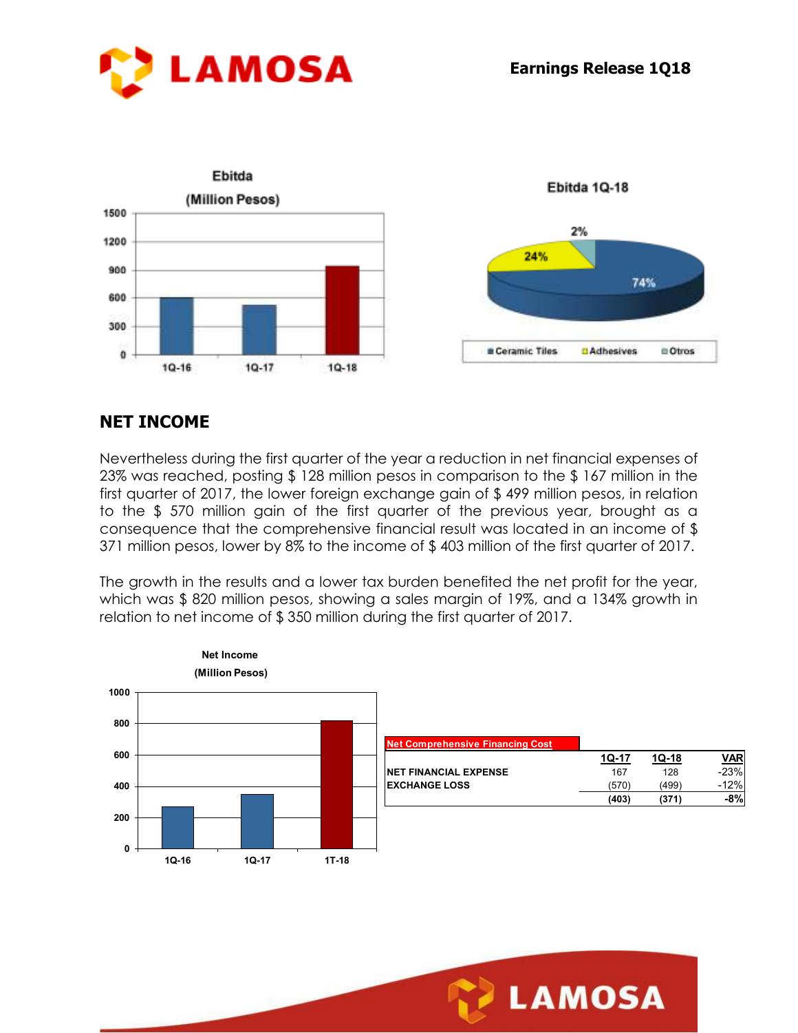## NET INCOME

Nevertheless during the first quarter of the year a reduction in net financial expenses of 23% was reached, posting $ 128 million pesos in comparison to the $ 167 million in the first quarter of 2017, the lower foreign exchange gain of $ 499 million pesos, in relation to the $ 570 million gain of the first quarter of the previous year, brought as a consequence that the comprehensive financial result was located in an income of $ 371 million pesos, lower by 8% to the income of $ 403 million of the first quarter of 2017.

The growth in the results and a lower tax burden benefited the net profit for the year, which was $ 820 million pesos, showing a sales margin of 19%, and a 134% growth in relation to net income of $ 350 million during the first quarter of 2017.

| Net Comprehensive Financing Cost | 1Q-17 | 1Q-18 | VAR |
|---|---|---|---|
| NET FINANCIAL EXPENSE | 167 | 128 | -23% |
| EXCHANGE LOSS | (570) | (499) | -12% |
| | (403) | (371) | -8% |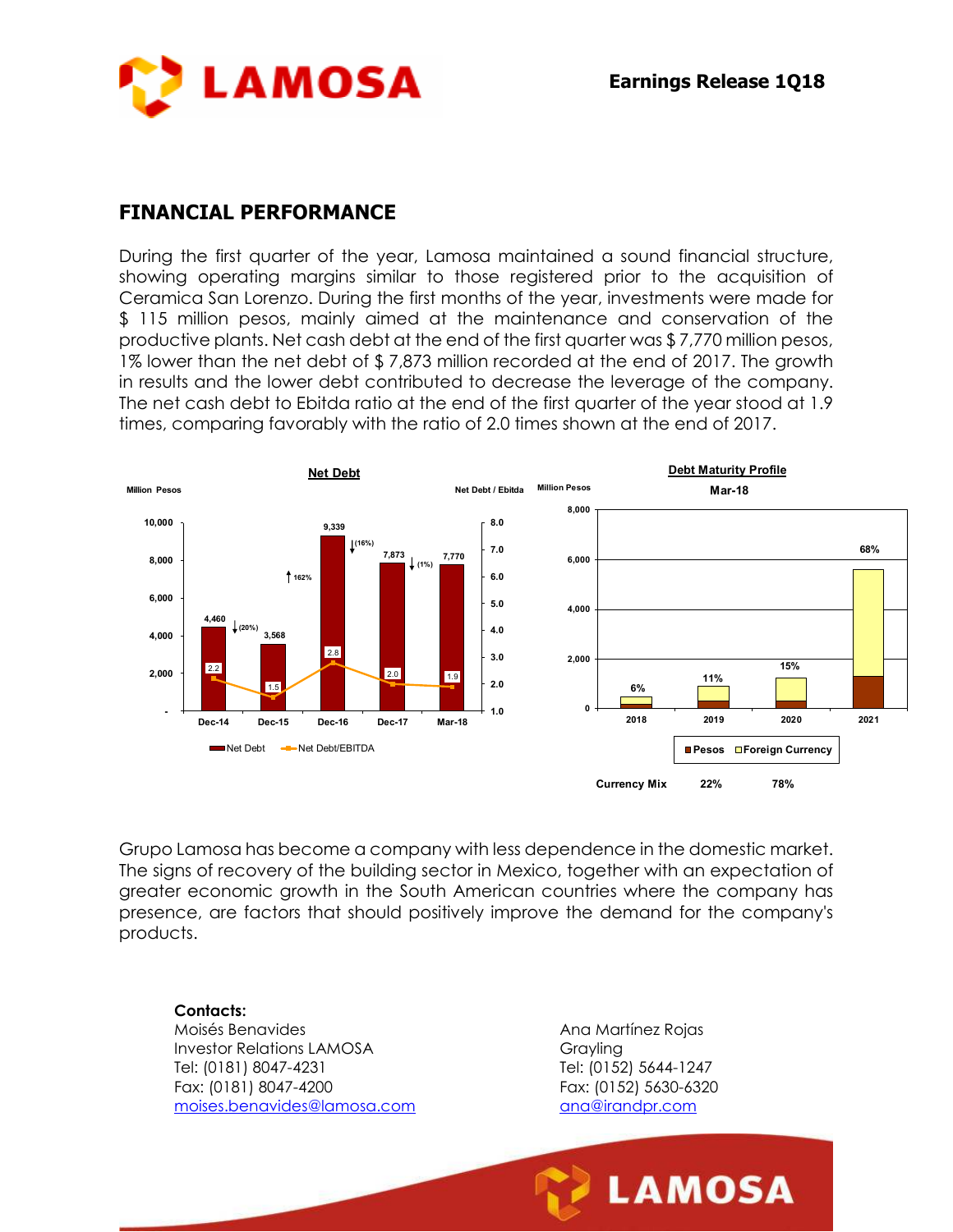## FINANCIAL PERFORMANCE

During the first quarter of the year, Lamosa maintained a sound financial structure, showing operating margins similar to those registered prior to the acquisition of Ceramica San Lorenzo. During the first months of the year, investments were made for $ 115 million pesos, mainly aimed at the maintenance and conservation of the productive plants. Net cash debt at the end of the first quarter was $ 7,770 million pesos, 1% lower than the net debt of $ 7,873 million recorded at the end of 2017. The growth in results and the lower debt contributed to decrease the leverage of the company. The net cash debt to Ebitda ratio at the end of the first quarter of the year stood at 1.9 times, comparing favorably with the ratio of 2.0 times shown at the end of 2017.

Net Debt

Million Pesos

Net Debt / Ebitda

10,000
8,000
6,000
4,000
2,000
-

8.0
7.0
6.0
5.0
4.0
3.0
2.0
1.0

4,460 (20%) 3,568 162% 9,339 (16%) 7,873 (1%) 7,770

2.2 1.5 2.8 2.0 1.9

Dec-14 Dec-15 Dec-16 Dec-17 Mar-18

Net Debt   Net Debt/EBITDA

Debt Maturity Profile

Mar-18

Million Pesos

8,000
6,000
4,000
2,000
0

6% 11% 15% 68%

2018 2019 2020 2021

Pesos   Foreign Currency

Currency Mix 22% 78%

Grupo Lamosa has become a company with less dependence in the domestic market. The signs of recovery of the building sector in Mexico, together with an expectation of greater economic growth in the South American countries where the company has presence, are factors that should positively improve the demand for the company's products.

**Contacts:**

Moisés Benavides
Investor Relations LAMOSA
Tel: (0181) 8047-4231
Fax: (0181) 8047-4200
moises.benavides@lamosa.com

Ana Martínez Rojas
Grayling
Tel: (0152) 5644-1247
Fax: (0152) 5630-6320
ana@irandpr.com